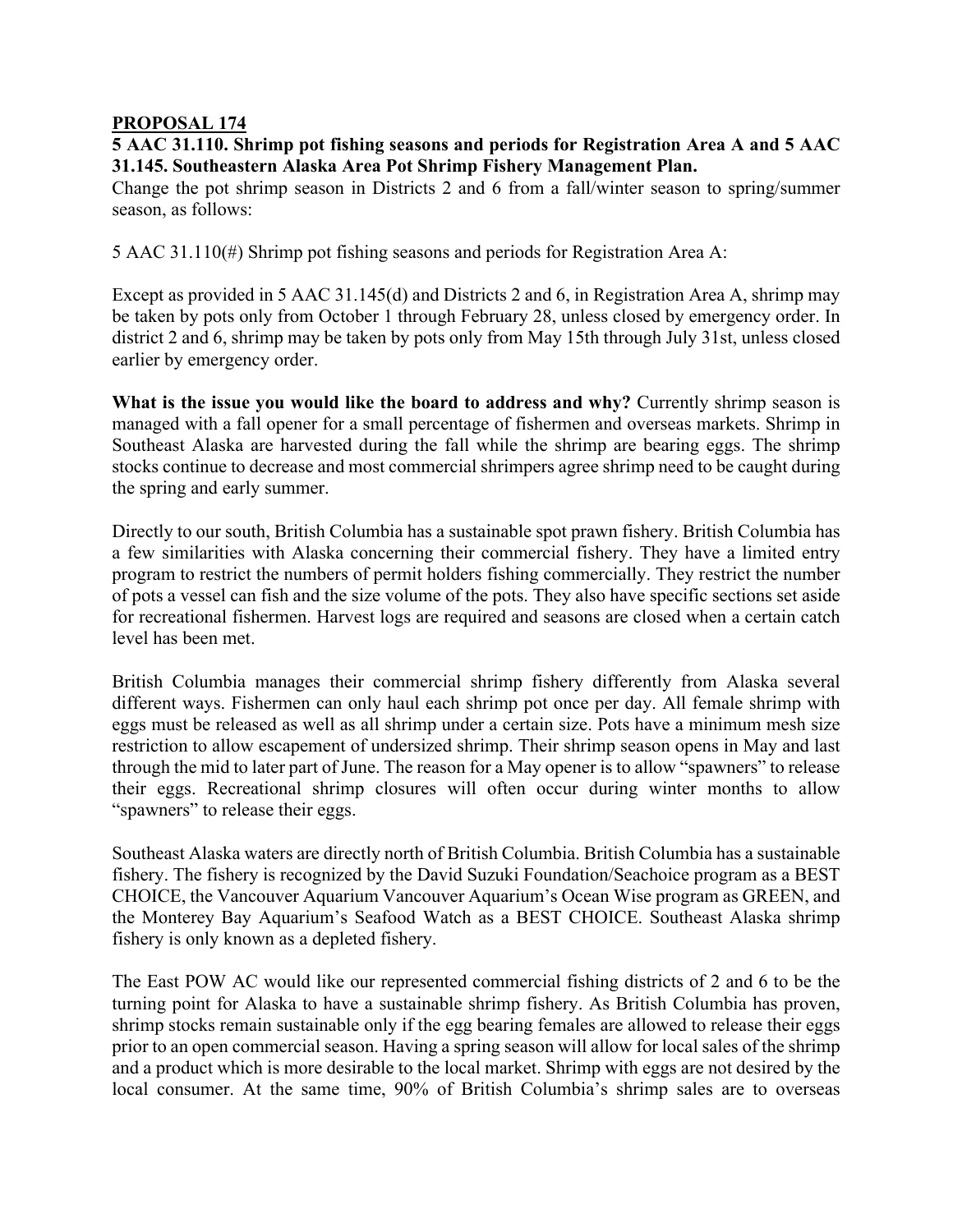**PROPOSAL 174**

**5 AAC 31.110. Shrimp pot fishing seasons and periods for Registration Area A and 5 AAC 31.145. Southeastern Alaska Area Pot Shrimp Fishery Management Plan.**

Change the pot shrimp season in Districts 2 and 6 from a fall/winter season to spring/summer season, as follows:

5 AAC 31.110(#) Shrimp pot fishing seasons and periods for Registration Area A:

Except as provided in 5 AAC 31.145(d) and Districts 2 and 6, in Registration Area A, shrimp may be taken by pots only from October 1 through February 28, unless closed by emergency order. In district 2 and 6, shrimp may be taken by pots only from May 15th through July 31st, unless closed earlier by emergency order.

**What is the issue you would like the board to address and why?** Currently shrimp season is managed with a fall opener for a small percentage of fishermen and overseas markets. Shrimp in Southeast Alaska are harvested during the fall while the shrimp are bearing eggs. The shrimp stocks continue to decrease and most commercial shrimpers agree shrimp need to be caught during the spring and early summer.

Directly to our south, British Columbia has a sustainable spot prawn fishery. British Columbia has a few similarities with Alaska concerning their commercial fishery. They have a limited entry program to restrict the numbers of permit holders fishing commercially. They restrict the number of pots a vessel can fish and the size volume of the pots. They also have specific sections set aside for recreational fishermen. Harvest logs are required and seasons are closed when a certain catch level has been met.

British Columbia manages their commercial shrimp fishery differently from Alaska several different ways. Fishermen can only haul each shrimp pot once per day. All female shrimp with eggs must be released as well as all shrimp under a certain size. Pots have a minimum mesh size restriction to allow escapement of undersized shrimp. Their shrimp season opens in May and last through the mid to later part of June. The reason for a May opener is to allow "spawners" to release their eggs. Recreational shrimp closures will often occur during winter months to allow "spawners" to release their eggs.

Southeast Alaska waters are directly north of British Columbia. British Columbia has a sustainable fishery. The fishery is recognized by the David Suzuki Foundation/Seachoice program as a BEST CHOICE, the Vancouver Aquarium Vancouver Aquarium's Ocean Wise program as GREEN, and the Monterey Bay Aquarium's Seafood Watch as a BEST CHOICE. Southeast Alaska shrimp fishery is only known as a depleted fishery.

The East POW AC would like our represented commercial fishing districts of 2 and 6 to be the turning point for Alaska to have a sustainable shrimp fishery. As British Columbia has proven, shrimp stocks remain sustainable only if the egg bearing females are allowed to release their eggs prior to an open commercial season. Having a spring season will allow for local sales of the shrimp and a product which is more desirable to the local market. Shrimp with eggs are not desired by the local consumer. At the same time, 90% of British Columbia's shrimp sales are to overseas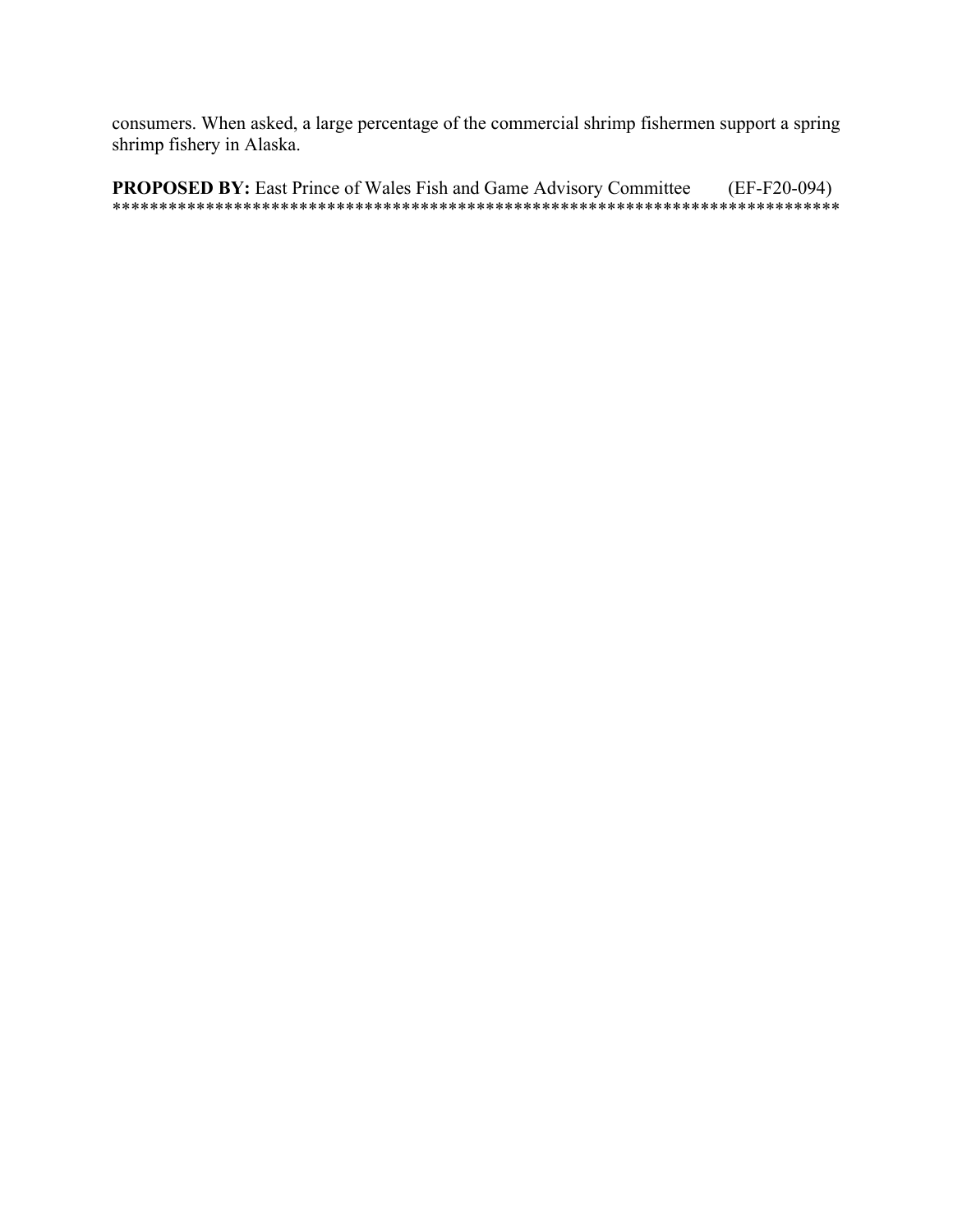consumers. When asked, a large percentage of the commercial shrimp fishermen support a spring shrimp fishery in Alaska.

**PROPOSED BY:** East Prince of Wales Fish and Game Advisory Committee (EF-F20-094)

******************************************************************************